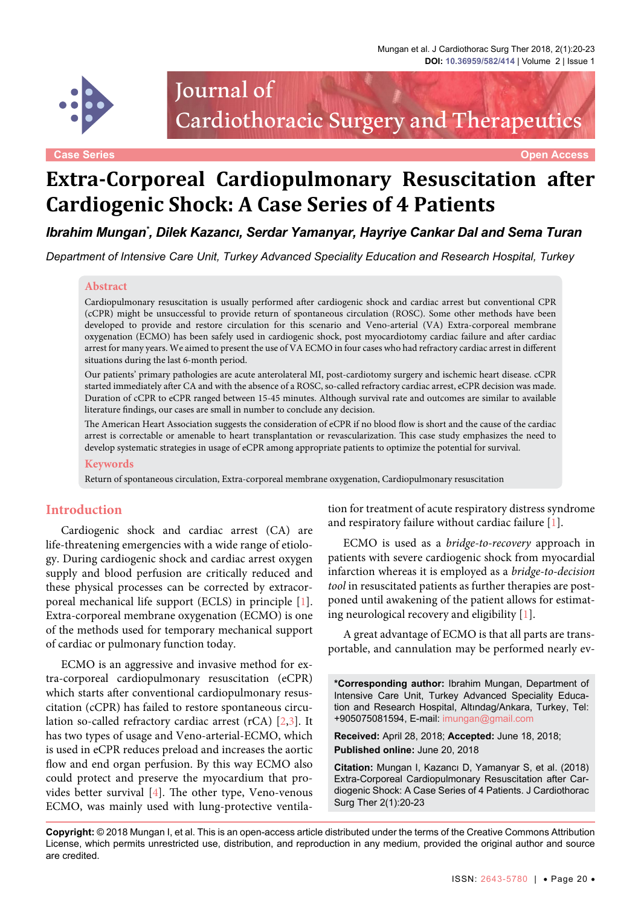Case Series | Open Access

# Extra-Corporeal Cardiopulmonary Resuscitation after Cardiogenic Shock: A Case Series of 4 Patients

***Ibrahim Mungan*\*, Dilek Kazancı, Serdar Yamanyar, Hayriye Cankar Dal and Sema Turan***

*Department of Intensive Care Unit, Turkey Advanced Speciality Education and Research Hospital, Turkey*

## Abstract

Cardiopulmonary resuscitation is usually performed after cardiogenic shock and cardiac arrest but conventional CPR (cCPR) might be unsuccessful to provide return of spontaneous circulation (ROSC). Some other methods have been developed to provide and restore circulation for this scenario and Veno-arterial (VA) Extra-corporeal membrane oxygenation (ECMO) has been safely used in cardiogenic shock, post myocardiotomy cardiac failure and after cardiac arrest for many years. We aimed to present the use of VA ECMO in four cases who had refractory cardiac arrest in different situations during the last 6-month period.

Our patients' primary pathologies are acute anterolateral MI, post-cardiotomy surgery and ischemic heart disease. cCPR started immediately after CA and with the absence of a ROSC, so-called refractory cardiac arrest, eCPR decision was made. Duration of cCPR to eCPR ranged between 15-45 minutes. Although survival rate and outcomes are similar to available literature findings, our cases are small in number to conclude any decision.

The American Heart Association suggests the consideration of eCPR if no blood flow is short and the cause of the cardiac arrest is correctable or amenable to heart transplantation or revascularization. This case study emphasizes the need to develop systematic strategies in usage of eCPR among appropriate patients to optimize the potential for survival.

## Keywords

Return of spontaneous circulation, Extra-corporeal membrane oxygenation, Cardiopulmonary resuscitation

## Introduction

Cardiogenic shock and cardiac arrest (CA) are life-threatening emergencies with a wide range of etiology. During cardiogenic shock and cardiac arrest oxygen supply and blood perfusion are critically reduced and these physical processes can be corrected by extracorporeal mechanical life support (ECLS) in principle [1]. Extra-corporeal membrane oxygenation (ECMO) is one of the methods used for temporary mechanical support of cardiac or pulmonary function today.

ECMO is an aggressive and invasive method for extra-corporeal cardiopulmonary resuscitation (eCPR) which starts after conventional cardiopulmonary resuscitation (cCPR) has failed to restore spontaneous circulation so-called refractory cardiac arrest (rCA) [2,3]. It has two types of usage and Veno-arterial-ECMO, which is used in eCPR reduces preload and increases the aortic flow and end organ perfusion. By this way ECMO also could protect and preserve the myocardium that provides better survival [4]. The other type, Veno-venous ECMO, was mainly used with lung-protective ventilation for treatment of acute respiratory distress syndrome and respiratory failure without cardiac failure [1].

ECMO is used as a *bridge-to-recovery* approach in patients with severe cardiogenic shock from myocardial infarction whereas it is employed as a *bridge-to-decision tool* in resuscitated patients as further therapies are postponed until awakening of the patient allows for estimating neurological recovery and eligibility [1].

A great advantage of ECMO is that all parts are transportable, and cannulation may be performed nearly ev-

**\*Corresponding author:** Ibrahim Mungan, Department of Intensive Care Unit, Turkey Advanced Speciality Education and Research Hospital, Altındag/Ankara, Turkey, Tel: +905075081594, E-mail: imungan@gmail.com

**Received:** April 28, 2018; **Accepted:** June 18, 2018; **Published online:** June 20, 2018

**Citation:** Mungan I, Kazancı D, Yamanyar S, et al. (2018) Extra-Corporeal Cardiopulmonary Resuscitation after Cardiogenic Shock: A Case Series of 4 Patients. J Cardiothorac Surg Ther 2(1):20-23

**Copyright:** © 2018 Mungan I, et al. This is an open-access article distributed under the terms of the Creative Commons Attribution License, which permits unrestricted use, distribution, and reproduction in any medium, provided the original author and source are credited.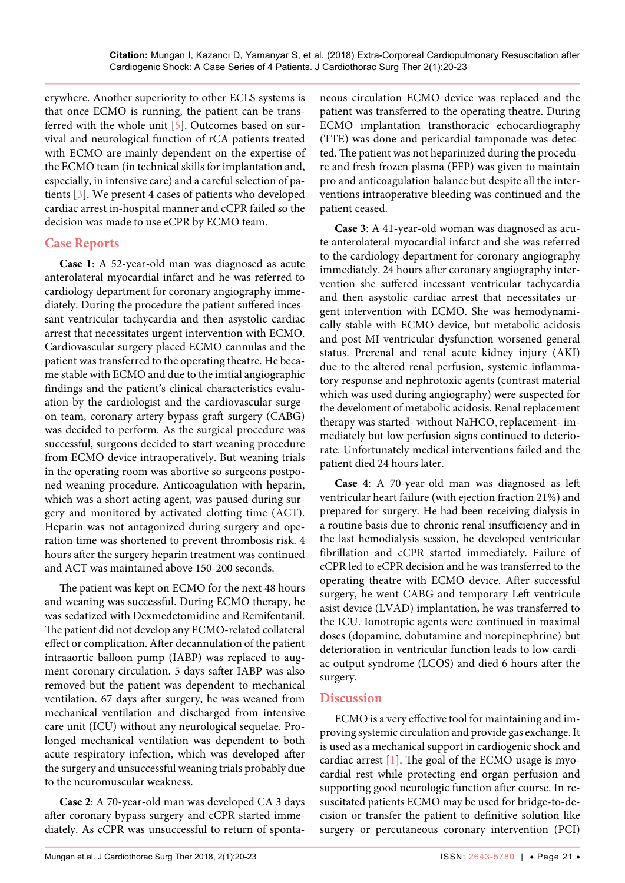erywhere. Another superiority to other ECLS systems is that once ECMO is running, the patient can be transferred with the whole unit [5]. Outcomes based on survival and neurological function of rCA patients treated with ECMO are mainly dependent on the expertise of the ECMO team (in technical skills for implantation and, especially, in intensive care) and a careful selection of patients [3]. We present 4 cases of patients who developed cardiac arrest in-hospital manner and cCPR failed so the decision was made to use eCPR by ECMO team.

## Case Reports

**Case 1**: A 52-year-old man was diagnosed as acute anterolateral myocardial infarct and he was referred to cardiology department for coronary angiography immediately. During the procedure the patient suffered incessant ventricular tachycardia and then asystolic cardiac arrest that necessitates urgent intervention with ECMO. Cardiovascular surgery placed ECMO cannulas and the patient was transferred to the operating theatre. He became stable with ECMO and due to the initial angiographic findings and the patient's clinical characteristics evaluation by the cardiologist and the cardiovascular surgeon team, coronary artery bypass graft surgery (CABG) was decided to perform. As the surgical procedure was successful, surgeons decided to start weaning procedure from ECMO device intraoperatively. But weaning trials in the operating room was abortive so surgeons postponed weaning procedure. Anticoagulation with heparin, which was a short acting agent, was paused during surgery and monitored by activated clotting time (ACT). Heparin was not antagonized during surgery and operation time was shortened to prevent thrombosis risk. 4 hours after the surgery heparin treatment was continued and ACT was maintained above 150-200 seconds.

The patient was kept on ECMO for the next 48 hours and weaning was successful. During ECMO therapy, he was sedatized with Dexmedetomidine and Remifentanil. The patient did not develop any ECMO-related collateral effect or complication. After decannulation of the patient intraaortic balloon pump (IABP) was replaced to augment coronary circulation. 5 days safter IABP was also removed but the patient was dependent to mechanical ventilation. 67 days after surgery, he was weaned from mechanical ventilation and discharged from intensive care unit (ICU) without any neurological sequelae. Prolonged mechanical ventilation was dependent to both acute respiratory infection, which was developed after the surgery and unsuccessful weaning trials probably due to the neuromuscular weakness.

**Case 2**: A 70-year-old man was developed CA 3 days after coronary bypass surgery and cCPR started immediately. As cCPR was unsuccessful to return of spontaneous circulation ECMO device was replaced and the patient was transferred to the operating theatre. During ECMO implantation transthoracic echocardiography (TTE) was done and pericardial tamponade was detected. The patient was not heparinized during the procedure and fresh frozen plasma (FFP) was given to maintain pro and anticoagulation balance but despite all the interventions intraoperative bleeding was continued and the patient ceased.

**Case 3**: A 41-year-old woman was diagnosed as acute anterolateral myocardial infarct and she was referred to the cardiology department for coronary angiography immediately. 24 hours after coronary angiography intervention she suffered incessant ventricular tachycardia and then asystolic cardiac arrest that necessitates urgent intervention with ECMO. She was hemodynamically stable with ECMO device, but metabolic acidosis and post-MI ventricular dysfunction worsened general status. Prerenal and renal acute kidney injury (AKI) due to the altered renal perfusion, systemic inflammatory response and nephrotoxic agents (contrast material which was used during angiography) were suspected for the develoment of metabolic acidosis. Renal replacement therapy was started- without $NaHCO_3$ replacement- immediately but low perfusion signs continued to deteriorate. Unfortunately medical interventions failed and the patient died 24 hours later.

**Case 4**: A 70-year-old man was diagnosed as left ventricular heart failure (with ejection fraction 21%) and prepared for surgery. He had been receiving dialysis in a routine basis due to chronic renal insufficiency and in the last hemodialysis session, he developed ventricular fibrillation and cCPR started immediately. Failure of cCPR led to eCPR decision and he was transferred to the operating theatre with ECMO device. After successful surgery, he went CABG and temporary Left ventricule asist device (LVAD) implantation, he was transferred to the ICU. Ionotropic agents were continued in maximal doses (dopamine, dobutamine and norepinephrine) but deterioration in ventricular function leads to low cardiac output syndrome (LCOS) and died 6 hours after the surgery.

## Discussion

ECMO is a very effective tool for maintaining and improving systemic circulation and provide gas exchange. It is used as a mechanical support in cardiogenic shock and cardiac arrest [1]. The goal of the ECMO usage is myocardial rest while protecting end organ perfusion and supporting good neurologic function after course. In resuscitated patients ECMO may be used for bridge-to-decision or transfer the patient to definitive solution like surgery or percutaneous coronary intervention (PCI)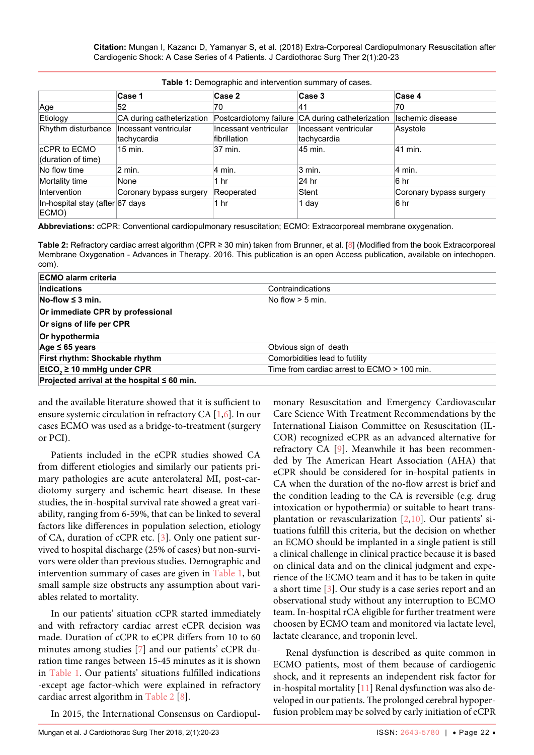**Table 1:** Demographic and intervention summary of cases.

| | Case 1 | Case 2 | Case 3 | Case 4 |
|---|---|---|---|---|
| Age | 52 | 70 | 41 | 70 |
| Etiology | CA during catheterization | Postcardiotomy failure | CA during catheterization | Ischemic disease |
| Rhythm disturbance | Incessant ventricular tachycardia | Incessant ventricular fibrillation | Incessant ventricular tachycardia | Asystole |
| cCPR to ECMO (duration of time) | 15 min. | 37 min. | 45 min. | 41 min. |
| No flow time | 2 min. | 4 min. | 3 min. | 4 min. |
| Mortality time | None | 1 hr | 24 hr | 6 hr |
| Intervention | Coronary bypass surgery | Reoperated | Stent | Coronary bypass surgery |
| In-hospital stay (after ECMO) | 67 days | 1 hr | 1 day | 6 hr |

**Abbreviations:** cCPR: Conventional cardiopulmonary resuscitation; ECMO: Extracorporeal membrane oxygenation.

**Table 2:** Refractory cardiac arrest algorithm (CPR ≥ 30 min) taken from Brunner, et al. [8] (Modified from the book Extracorporeal Membrane Oxygenation - Advances in Therapy. 2016. This publication is an open Access publication, available on intechopen.com).

| ECMO alarm criteria | |
|---|---|
| **Indications** | Contraindications |
| **No-flow ≤ 3 min.** | No flow > 5 min. |
| **Or immediate CPR by professional** | |
| **Or signs of life per CPR** | |
| **Or hypothermia** | |
| **Age ≤ 65 years** | Obvious sign of death |
| **First rhythm: Shockable rhythm** | Comorbidities lead to futility |
| **$EtCO_2$ ≥ 10 mmHg under CPR** | Time from cardiac arrest to ECMO > 100 min. |
| **Projected arrival at the hospital ≤ 60 min.** | |

and the available literature showed that it is sufficient to ensure systemic circulation in refractory CA [1,6]. In our cases ECMO was used as a bridge-to-treatment (surgery or PCI).

Patients included in the eCPR studies showed CA from different etiologies and similarly our patients primary pathologies are acute anterolateral MI, post-cardiotomy surgery and ischemic heart disease. In these studies, the in-hospital survival rate showed a great variability, ranging from 6-59%, that can be linked to several factors like differences in population selection, etiology of CA, duration of cCPR etc. [3]. Only one patient survived to hospital discharge (25% of cases) but non-survivors were older than previous studies. Demographic and intervention summary of cases are given in Table 1, but small sample size obstructs any assumption about variables related to mortality.

In our patients' situation cCPR started immediately and with refractory cardiac arrest eCPR decision was made. Duration of cCPR to eCPR differs from 10 to 60 minutes among studies [7] and our patients' cCPR duration time ranges between 15-45 minutes as it is shown in Table 1. Our patients' situations fulfilled indications -except age factor-which were explained in refractory cardiac arrest algorithm in Table 2 [8].

In 2015, the International Consensus on Cardiopulmonary Resuscitation and Emergency Cardiovascular Care Science With Treatment Recommendations by the International Liaison Committee on Resuscitation (ILCOR) recognized eCPR as an advanced alternative for refractory CA [9]. Meanwhile it has been recommended by The American Heart Association (AHA) that eCPR should be considered for in-hospital patients in CA when the duration of the no-flow arrest is brief and the condition leading to the CA is reversible (e.g. drug intoxication or hypothermia) or suitable to heart transplantation or revascularization [2,10]. Our patients' situations fulfill this criteria, but the decision on whether an ECMO should be implanted in a single patient is still a clinical challenge in clinical practice because it is based on clinical data and on the clinical judgment and experience of the ECMO team and it has to be taken in quite a short time [3]. Our study is a case series report and an observational study without any interruption to ECMO team. In-hospital rCA eligible for further treatment were choosen by ECMO team and monitored via lactate level, lactate clearance, and troponin level.

Renal dysfunction is described as quite common in ECMO patients, most of them because of cardiogenic shock, and it represents an independent risk factor for in-hospital mortality [11] Renal dysfunction was also developed in our patients. The prolonged cerebral hypoperfusion problem may be solved by early initiation of eCPR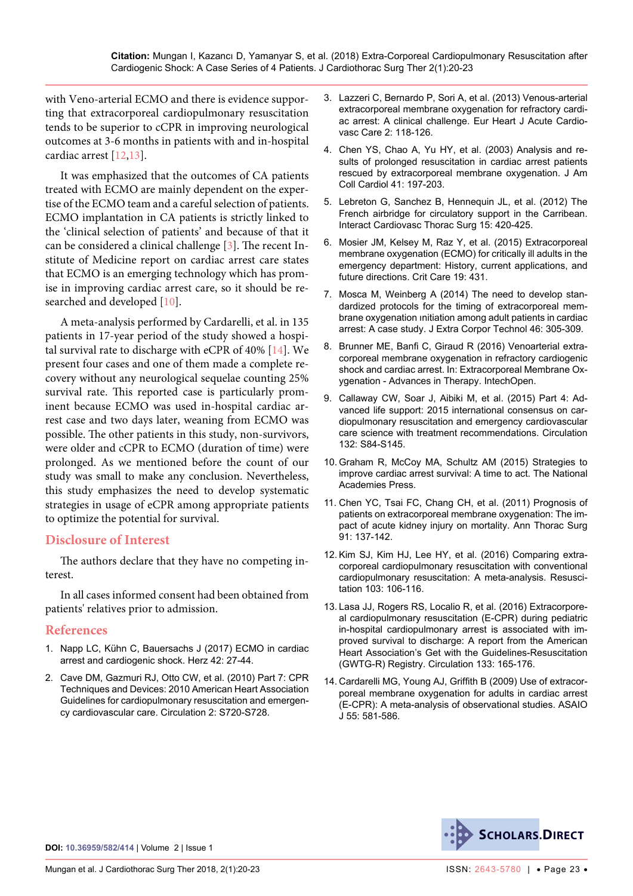with Veno-arterial ECMO and there is evidence supporting that extracorporeal cardiopulmonary resuscitation tends to be superior to cCPR in improving neurological outcomes at 3-6 months in patients with and in-hospital cardiac arrest [12,13].

It was emphasized that the outcomes of CA patients treated with ECMO are mainly dependent on the expertise of the ECMO team and a careful selection of patients. ECMO implantation in CA patients is strictly linked to the 'clinical selection of patients' and because of that it can be considered a clinical challenge [3]. The recent Institute of Medicine report on cardiac arrest care states that ECMO is an emerging technology which has promise in improving cardiac arrest care, so it should be researched and developed [10].

A meta-analysis performed by Cardarelli, et al. in 135 patients in 17-year period of the study showed a hospital survival rate to discharge with eCPR of 40% [14]. We present four cases and one of them made a complete recovery without any neurological sequelae counting 25% survival rate. This reported case is particularly prominent because ECMO was used in-hospital cardiac arrest case and two days later, weaning from ECMO was possible. The other patients in this study, non-survivors, were older and cCPR to ECMO (duration of time) were prolonged. As we mentioned before the count of our study was small to make any conclusion. Nevertheless, this study emphasizes the need to develop systematic strategies in usage of eCPR among appropriate patients to optimize the potential for survival.

## Disclosure of Interest

The authors declare that they have no competing interest.

In all cases informed consent had been obtained from patients' relatives prior to admission.

## References

1. Napp LC, Kühn C, Bauersachs J (2017) ECMO in cardiac arrest and cardiogenic shock. Herz 42: 27-44.
2. Cave DM, Gazmuri RJ, Otto CW, et al. (2010) Part 7: CPR Techniques and Devices: 2010 American Heart Association Guidelines for cardiopulmonary resuscitation and emergency cardiovascular care. Circulation 2: S720-S728.
3. Lazzeri C, Bernardo P, Sori A, et al. (2013) Venous-arterial extracorporeal membrane oxygenation for refractory cardiac arrest: A clinical challenge. Eur Heart J Acute Cardiovasc Care 2: 118-126.
4. Chen YS, Chao A, Yu HY, et al. (2003) Analysis and results of prolonged resuscitation in cardiac arrest patients rescued by extracorporeal membrane oxygenation. J Am Coll Cardiol 41: 197-203.
5. Lebreton G, Sanchez B, Hennequin JL, et al. (2012) The French airbridge for circulatory support in the Carribean. Interact Cardiovasc Thorac Surg 15: 420-425.
6. Mosier JM, Kelsey M, Raz Y, et al. (2015) Extracorporeal membrane oxygenation (ECMO) for critically ill adults in the emergency department: History, current applications, and future directions. Crit Care 19: 431.
7. Mosca M, Weinberg A (2014) The need to develop standardized protocols for the timing of extracorporeal membrane oxygenation ınitiation among adult patients in cardiac arrest: A case study. J Extra Corpor Technol 46: 305-309.
8. Brunner ME, Banfi C, Giraud R (2016) Venoarterial extracorporeal membrane oxygenation in refractory cardiogenic shock and cardiac arrest. In: Extracorporeal Membrane Oxygenation - Advances in Therapy. IntechOpen.
9. Callaway CW, Soar J, Aibiki M, et al. (2015) Part 4: Advanced life support: 2015 international consensus on cardiopulmonary resuscitation and emergency cardiovascular care science with treatment recommendations. Circulation 132: S84-S145.
10. Graham R, McCoy MA, Schultz AM (2015) Strategies to improve cardiac arrest survival: A time to act. The National Academies Press.
11. Chen YC, Tsai FC, Chang CH, et al. (2011) Prognosis of patients on extracorporeal membrane oxygenation: The impact of acute kidney injury on mortality. Ann Thorac Surg 91: 137-142.
12. Kim SJ, Kim HJ, Lee HY, et al. (2016) Comparing extracorporeal cardiopulmonary resuscitation with conventional cardiopulmonary resuscitation: A meta-analysis. Resuscitation 103: 106-116.
13. Lasa JJ, Rogers RS, Localio R, et al. (2016) Extracorporeal cardiopulmonary resuscitation (E-CPR) during pediatric in-hospital cardiopulmonary arrest is associated with improved survival to discharge: A report from the American Heart Association's Get with the Guidelines-Resuscitation (GWTG-R) Registry. Circulation 133: 165-176.
14. Cardarelli MG, Young AJ, Griffith B (2009) Use of extracorporeal membrane oxygenation for adults in cardiac arrest (E-CPR): A meta-analysis of observational studies. ASAIO J 55: 581-586.